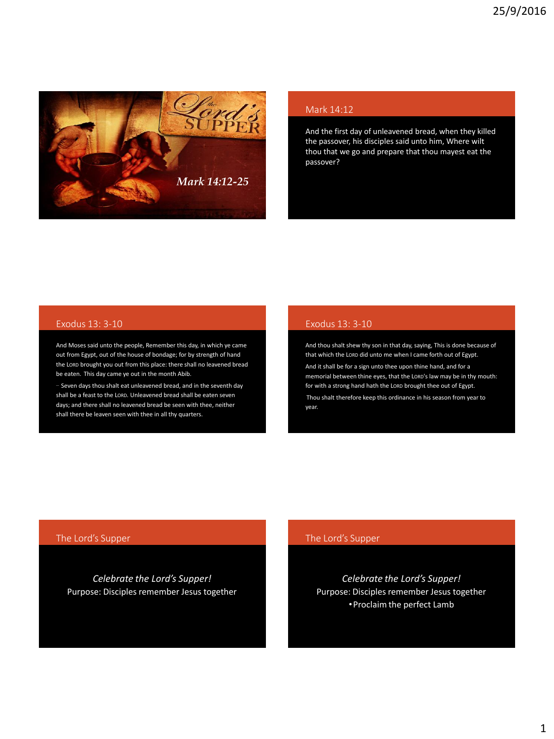# The Lord's Supper

*Mark 14:12-25*

## Mark 14:12

And the first day of unleavened bread, when they killed the passover, his disciples said unto him, Where wilt thou that we go and prepare that thou mayest eat the passover?

## Exodus 13: 3-10

And Moses said unto the people, Remember this day, in which ye came out from Egypt, out of the house of bondage; for by strength of hand the LORD brought you out from this place: there shall no leavened bread be eaten. This day came ye out in the month Abib.

Seven days thou shalt eat unleavened bread, and in the seventh day shall be a feast to the LORD. Unleavened bread shall be eaten seven days; and there shall no leavened bread be seen with thee, neither shall there be leaven seen with thee in all thy quarters.

## Exodus 13: 3-10

And thou shalt shew thy son in that day, saying, This is done because of that which the LORD did unto me when I came forth out of Egypt.

And it shall be for a sign unto thee upon thine hand, and for a memorial between thine eyes, that the LORD's law may be in thy mouth: for with a strong hand hath the LORD brought thee out of Egypt.

Thou shalt therefore keep this ordinance in his season from year to year.

## The Lord's Supper

*Celebrate the Lord's Supper!*

Purpose: Disciples remember Jesus together

## The Lord's Supper

*Celebrate the Lord's Supper!*

Purpose: Disciples remember Jesus together

- Proclaim the perfect Lamb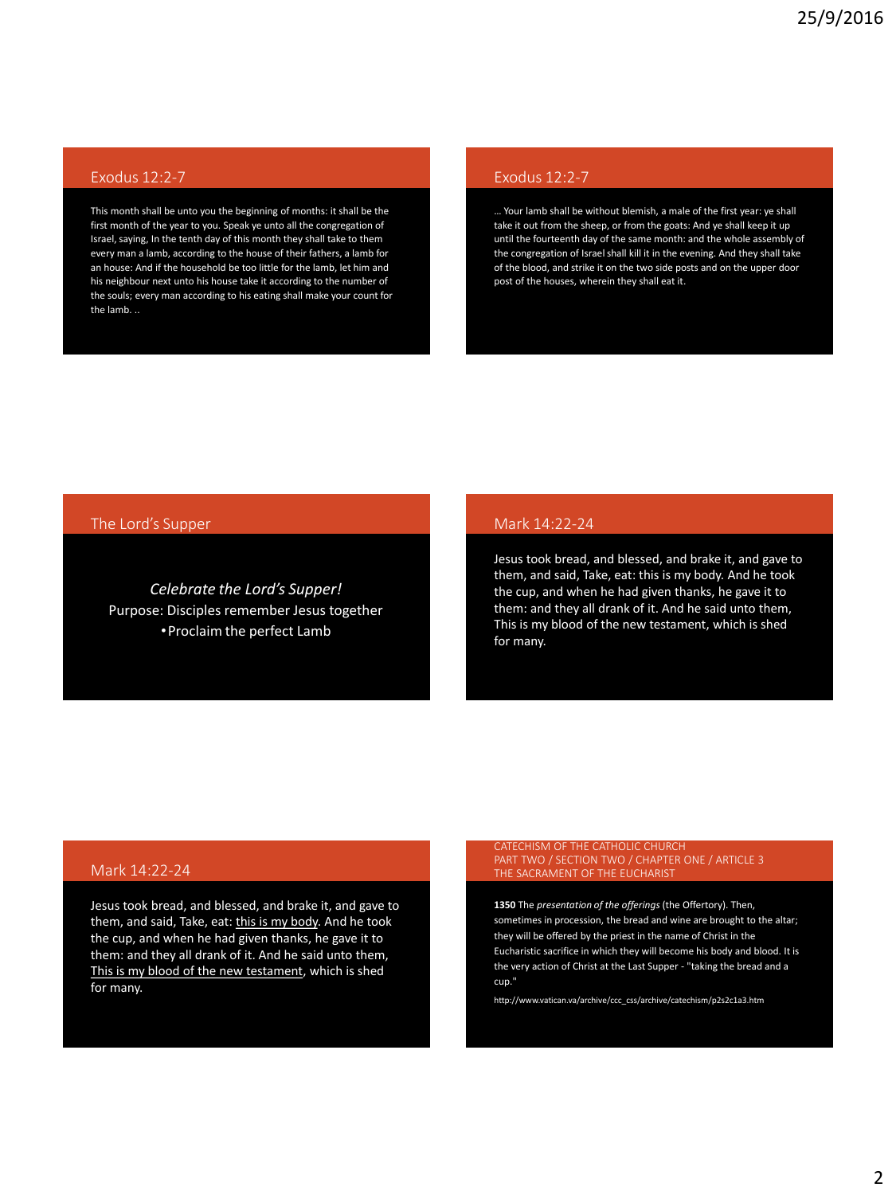## Exodus 12:2-7

This month shall be unto you the beginning of months: it shall be the first month of the year to you. Speak ye unto all the congregation of Israel, saying, In the tenth day of this month they shall take to them every man a lamb, according to the house of their fathers, a lamb for an house: And if the household be too little for the lamb, let him and his neighbour next unto his house take it according to the number of the souls; every man according to his eating shall make your count for the lamb. ..

## Exodus 12:2-7

… Your lamb shall be without blemish, a male of the first year: ye shall take it out from the sheep, or from the goats: And ye shall keep it up until the fourteenth day of the same month: and the whole assembly of the congregation of Israel shall kill it in the evening. And they shall take of the blood, and strike it on the two side posts and on the upper door post of the houses, wherein they shall eat it.

## The Lord's Supper

*Celebrate the Lord's Supper!*

Purpose: Disciples remember Jesus together

- Proclaim the perfect Lamb

## Mark 14:22-24

Jesus took bread, and blessed, and brake it, and gave to them, and said, Take, eat: this is my body. And he took the cup, and when he had given thanks, he gave it to them: and they all drank of it. And he said unto them, This is my blood of the new testament, which is shed for many.

## Mark 14:22-24

Jesus took bread, and blessed, and brake it, and gave to them, and said, Take, eat: <u>this is my body</u>. And he took the cup, and when he had given thanks, he gave it to them: and they all drank of it. And he said unto them, <u>This is my blood of the new testament</u>, which is shed for many.

## CATECHISM OF THE CATHOLIC CHURCH PART TWO / SECTION TWO / CHAPTER ONE / ARTICLE 3 THE SACRAMENT OF THE EUCHARIST

**1350** The *presentation of the offerings* (the Offertory). Then, sometimes in procession, the bread and wine are brought to the altar; they will be offered by the priest in the name of Christ in the Eucharistic sacrifice in which they will become his body and blood. It is the very action of Christ at the Last Supper - "taking the bread and a cup."

http://www.vatican.va/archive/ccc_css/archive/catechism/p2s2c1a3.htm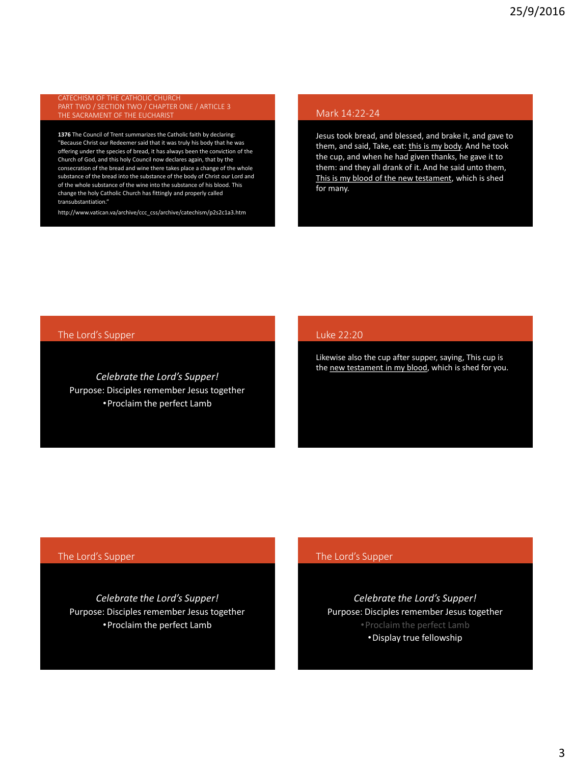## CATECHISM OF THE CATHOLIC CHURCH
PART TWO / SECTION TWO / CHAPTER ONE / ARTICLE 3
THE SACRAMENT OF THE EUCHARIST

**1376** The Council of Trent summarizes the Catholic faith by declaring: "Because Christ our Redeemer said that it was truly his body that he was offering under the species of bread, it has always been the conviction of the Church of God, and this holy Council now declares again, that by the consecration of the bread and wine there takes place a change of the whole substance of the bread into the substance of the body of Christ our Lord and of the whole substance of the wine into the substance of his blood. This change the holy Catholic Church has fittingly and properly called transubstantiation."

http://www.vatican.va/archive/ccc_css/archive/catechism/p2s2c1a3.htm

## Mark 14:22-24

Jesus took bread, and blessed, and brake it, and gave to them, and said, Take, eat: this is my body. And he took the cup, and when he had given thanks, he gave it to them: and they all drank of it. And he said unto them, This is my blood of the new testament, which is shed for many.

## The Lord's Supper

*Celebrate the Lord's Supper!*

Purpose: Disciples remember Jesus together

- Proclaim the perfect Lamb

## Luke 22:20

Likewise also the cup after supper, saying, This cup is the new testament in my blood, which is shed for you.

## The Lord's Supper

*Celebrate the Lord's Supper!*

Purpose: Disciples remember Jesus together

- Proclaim the perfect Lamb

## The Lord's Supper

*Celebrate the Lord's Supper!*

Purpose: Disciples remember Jesus together

- Proclaim the perfect Lamb
- Display true fellowship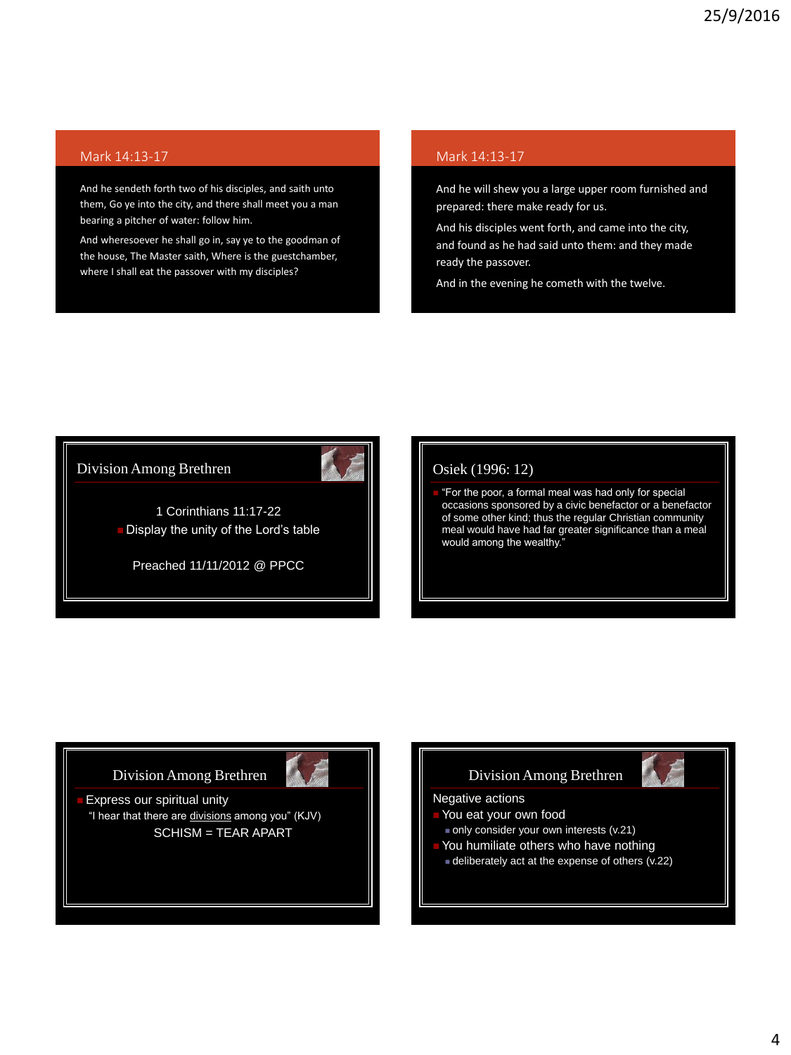## Mark 14:13-17

And he sendeth forth two of his disciples, and saith unto them, Go ye into the city, and there shall meet you a man bearing a pitcher of water: follow him.

And wheresoever he shall go in, say ye to the goodman of the house, The Master saith, Where is the guestchamber, where I shall eat the passover with my disciples?

## Mark 14:13-17

And he will shew you a large upper room furnished and prepared: there make ready for us.

And his disciples went forth, and came into the city, and found as he had said unto them: and they made ready the passover.

And in the evening he cometh with the twelve.

## Division Among Brethren

1 Corinthians 11:17-22

- Display the unity of the Lord's table

Preached 11/11/2012 @ PPCC

## Osiek (1996: 12)

- "For the poor, a formal meal was had only for special occasions sponsored by a civic benefactor or a benefactor of some other kind; thus the regular Christian community meal would have had far greater significance than a meal would among the wealthy."

## Division Among Brethren

- Express our spiritual unity
  - "I hear that there are divisions among you" (KJV)

SCHISM = TEAR APART

## Division Among Brethren

Negative actions

- You eat your own food
  - only consider your own interests (v.21)
- You humiliate others who have nothing
  - deliberately act at the expense of others (v.22)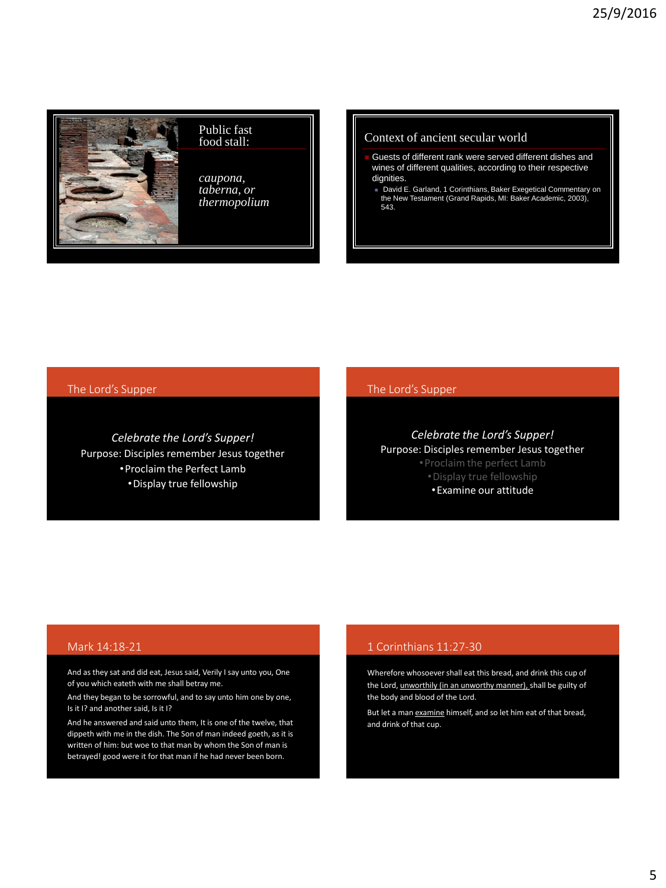## Public fast food stall:

*caupona, taberna, or thermopolium*

## Context of ancient secular world

- Guests of different rank were served different dishes and wines of different qualities, according to their respective dignities.
  - David E. Garland, 1 Corinthians, Baker Exegetical Commentary on the New Testament (Grand Rapids, MI: Baker Academic, 2003), 543.

## The Lord's Supper

*Celebrate the Lord's Supper!*

Purpose: Disciples remember Jesus together

- Proclaim the Perfect Lamb
- Display true fellowship

## The Lord's Supper

*Celebrate the Lord's Supper!*

Purpose: Disciples remember Jesus together

- Proclaim the perfect Lamb
- Display true fellowship
- Examine our attitude

## Mark 14:18-21

And as they sat and did eat, Jesus said, Verily I say unto you, One of you which eateth with me shall betray me.

And they began to be sorrowful, and to say unto him one by one, Is it I? and another said, Is it I?

And he answered and said unto them, It is one of the twelve, that dippeth with me in the dish. The Son of man indeed goeth, as it is written of him: but woe to that man by whom the Son of man is betrayed! good were it for that man if he had never been born.

## 1 Corinthians 11:27-30

Wherefore whosoever shall eat this bread, and drink this cup of the Lord, unworthily (in an unworthy manner), shall be guilty of the body and blood of the Lord.

But let a man examine himself, and so let him eat of that bread, and drink of that cup.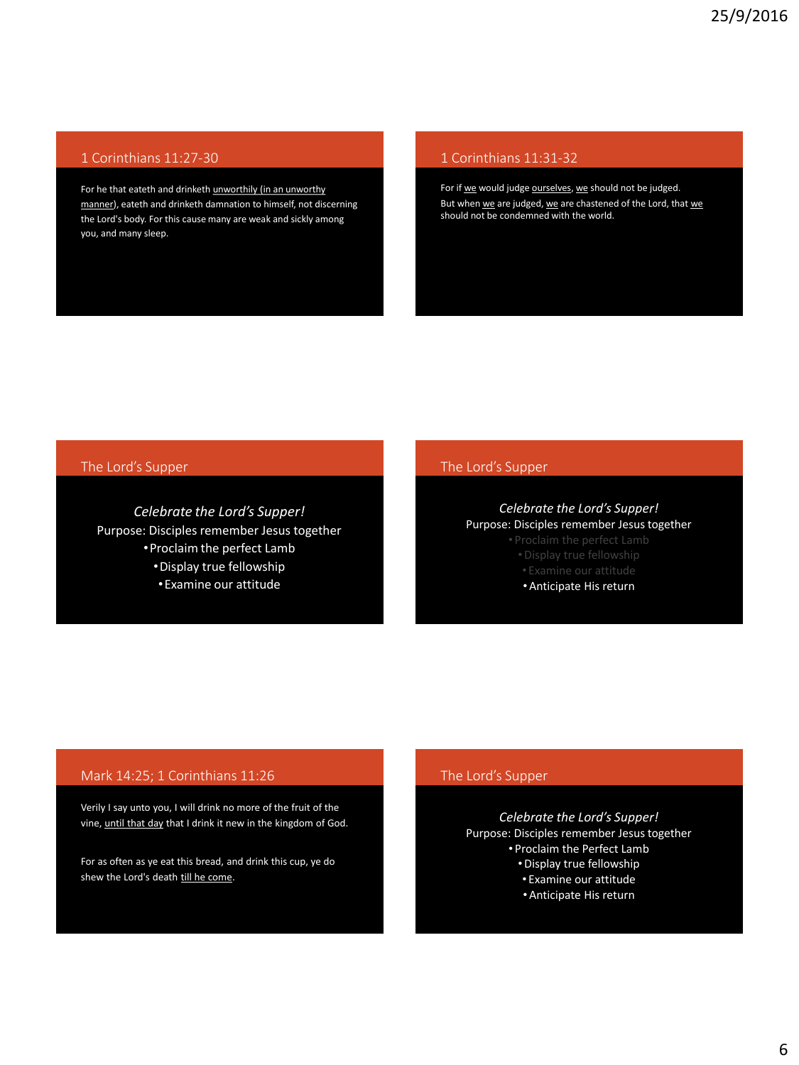## 1 Corinthians 11:27-30

For he that eateth and drinketh unworthily (in an unworthy manner), eateth and drinketh damnation to himself, not discerning the Lord's body. For this cause many are weak and sickly among you, and many sleep.

## 1 Corinthians 11:31-32

For if we would judge ourselves, we should not be judged. But when we are judged, we are chastened of the Lord, that we should not be condemned with the world.

## The Lord's Supper

*Celebrate the Lord's Supper!*

Purpose: Disciples remember Jesus together

- Proclaim the perfect Lamb
- Display true fellowship
- Examine our attitude

## The Lord's Supper

*Celebrate the Lord's Supper!*

Purpose: Disciples remember Jesus together

- Proclaim the perfect Lamb
- Display true fellowship
- Examine our attitude
- Anticipate His return

## Mark 14:25; 1 Corinthians 11:26

Verily I say unto you, I will drink no more of the fruit of the vine, until that day that I drink it new in the kingdom of God.

For as often as ye eat this bread, and drink this cup, ye do shew the Lord's death till he come.

## The Lord's Supper

*Celebrate the Lord's Supper!*

Purpose: Disciples remember Jesus together

- Proclaim the Perfect Lamb
- Display true fellowship
- Examine our attitude
- Anticipate His return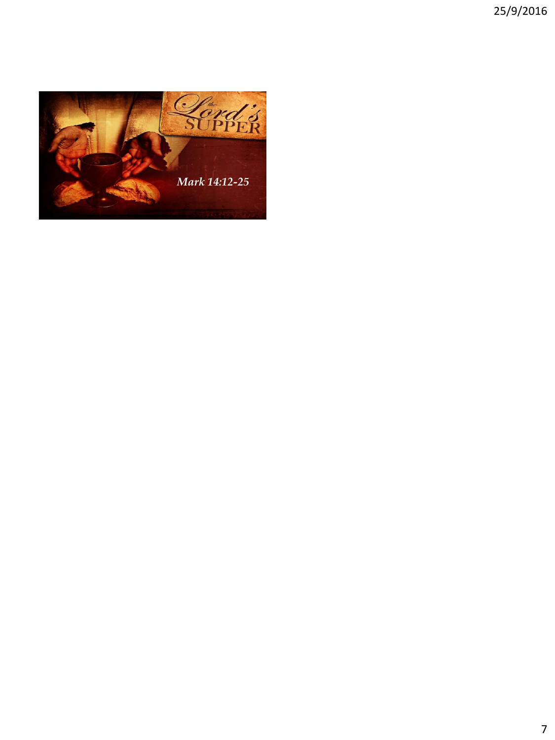the Lord's SUPPER

*Mark 14:12-25*